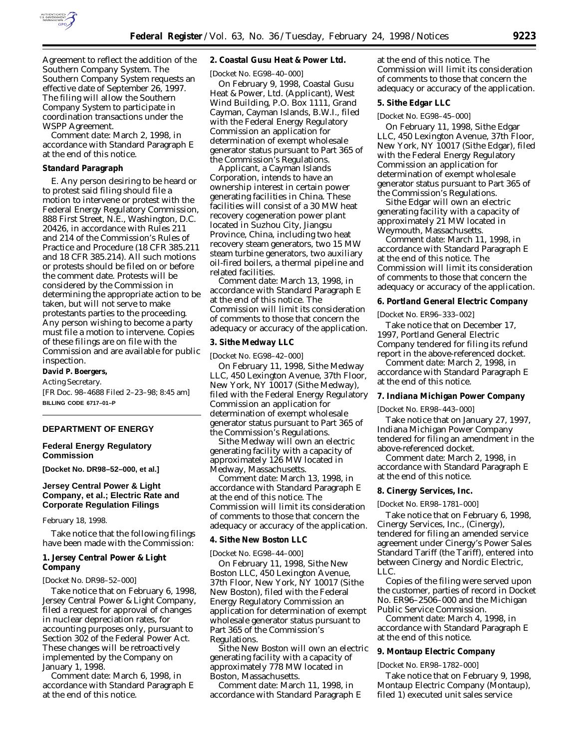Agreement to reflect the addition of the Southern Company System. The Southern Company System requests an effective date of September 26, 1997. The filing will allow the Southern Company System to participate in coordination transactions under the WSPP Agreement.

*Comment date:* March 2, 1998, in accordance with Standard Paragraph E at the end of this notice.

**Standard Paragraph**

E. Any person desiring to be heard or to protest said filing should file a motion to intervene or protest with the Federal Energy Regulatory Commission, 888 First Street, N.E., Washington, D.C. 20426, in accordance with Rules 211 and 214 of the Commission's Rules of Practice and Procedure (18 CFR 385.211 and 18 CFR 385.214). All such motions or protests should be filed on or before the comment date. Protests will be considered by the Commission in determining the appropriate action to be taken, but will not serve to make protestants parties to the proceeding. Any person wishing to become a party must file a motion to intervene. Copies of these filings are on file with the Commission and are available for public inspection.

**David P. Boergers,**

*Acting Secretary.*

[FR Doc. 98–4688 Filed 2–23–98; 8:45 am]

**BILLING CODE 6717–01–P**

---

## DEPARTMENT OF ENERGY

### Federal Energy Regulatory Commission

**[Docket No. DR98–52–000, et al.]**

### Jersey Central Power & Light Company, et al.; Electric Rate and Corporate Regulation Filings

February 18, 1998.

Take notice that the following filings have been made with the Commission:

**1. Jersey Central Power & Light Company**

[Docket No. DR98–52–000]

Take notice that on February 6, 1998, Jersey Central Power & Light Company, filed a request for approval of changes in nuclear depreciation rates, for accounting purposes only, pursuant to Section 302 of the Federal Power Act. These changes will be retroactively implemented by the Company on January 1, 1998.

*Comment date:* March 6, 1998, in accordance with Standard Paragraph E at the end of this notice.

**2. Coastal Gusu Heat & Power Ltd.**

[Docket No. EG98–40–000]

On February 9, 1998, Coastal Gusu Heat & Power, Ltd. (Applicant), West Wind Building, P.O. Box 1111, Grand Cayman, Cayman Islands, B.W.I., filed with the Federal Energy Regulatory Commission an application for determination of exempt wholesale generator status pursuant to Part 365 of the Commission's Regulations.

Applicant, a Cayman Islands Corporation, intends to have an ownership interest in certain power generating facilities in China. These facilities will consist of a 30 MW heat recovery cogeneration power plant located in Suzhou City, Jiangsu Province, China, including two heat recovery steam generators, two 15 MW steam turbine generators, two auxiliary oil-fired boilers, a thermal pipeline and related facilities.

*Comment date:* March 13, 1998, in accordance with Standard Paragraph E at the end of this notice. The Commission will limit its consideration of comments to those that concern the adequacy or accuracy of the application.

**3. Sithe Medway LLC**

[Docket No. EG98–42–000]

On February 11, 1998, Sithe Medway LLC, 450 Lexington Avenue, 37th Floor, New York, NY 10017 (Sithe Medway), filed with the Federal Energy Regulatory Commission an application for determination of exempt wholesale generator status pursuant to Part 365 of the Commission's Regulations.

Sithe Medway will own an electric generating facility with a capacity of approximately 126 MW located in Medway, Massachusetts.

*Comment date:* March 13, 1998, in accordance with Standard Paragraph E at the end of this notice. The Commission will limit its consideration of comments to those that concern the adequacy or accuracy of the application.

**4. Sithe New Boston LLC**

[Docket No. EG98–44–000]

On February 11, 1998, Sithe New Boston LLC, 450 Lexington Avenue, 37th Floor, New York, NY 10017 (Sithe New Boston), filed with the Federal Energy Regulatory Commission an application for determination of exempt wholesale generator status pursuant to Part 365 of the Commission's Regulations.

Sithe New Boston will own an electric generating facility with a capacity of approximately 778 MW located in Boston, Massachusetts.

*Comment date:* March 11, 1998, in accordance with Standard Paragraph E at the end of this notice. The Commission will limit its consideration of comments to those that concern the adequacy or accuracy of the application.

**5. Sithe Edgar LLC**

[Docket No. EG98–45–000]

On February 11, 1998, Sithe Edgar LLC, 450 Lexington Avenue, 37th Floor, New York, NY 10017 (Sithe Edgar), filed with the Federal Energy Regulatory Commission an application for determination of exempt wholesale generator status pursuant to Part 365 of the Commission's Regulations.

Sithe Edgar will own an electric generating facility with a capacity of approximately 21 MW located in Weymouth, Massachusetts.

*Comment date:* March 11, 1998, in accordance with Standard Paragraph E at the end of this notice. The Commission will limit its consideration of comments to those that concern the adequacy or accuracy of the application.

**6. Portland General Electric Company**

[Docket No. ER96–333–002]

Take notice that on December 17, 1997, Portland General Electric Company tendered for filing its refund report in the above-referenced docket.

*Comment date:* March 2, 1998, in accordance with Standard Paragraph E at the end of this notice.

**7. Indiana Michigan Power Company**

[Docket No. ER98–443–000]

Take notice that on January 27, 1997, Indiana Michigan Power Company tendered for filing an amendment in the above-referenced docket.

*Comment date:* March 2, 1998, in accordance with Standard Paragraph E at the end of this notice.

**8. Cinergy Services, Inc.**

[Docket No. ER98–1781–000]

Take notice that on February 6, 1998, Cinergy Services, Inc., (Cinergy), tendered for filing an amended service agreement under Cinergy's Power Sales Standard Tariff (the Tariff), entered into between Cinergy and Nordic Electric, LLC.

Copies of the filing were served upon the customer, parties of record in Docket No. ER96–2506–000 and the Michigan Public Service Commission.

*Comment date:* March 4, 1998, in accordance with Standard Paragraph E at the end of this notice.

**9. Montaup Electric Company**

[Docket No. ER98–1782–000]

Take notice that on February 9, 1998, Montaup Electric Company (Montaup), filed 1) executed unit sales service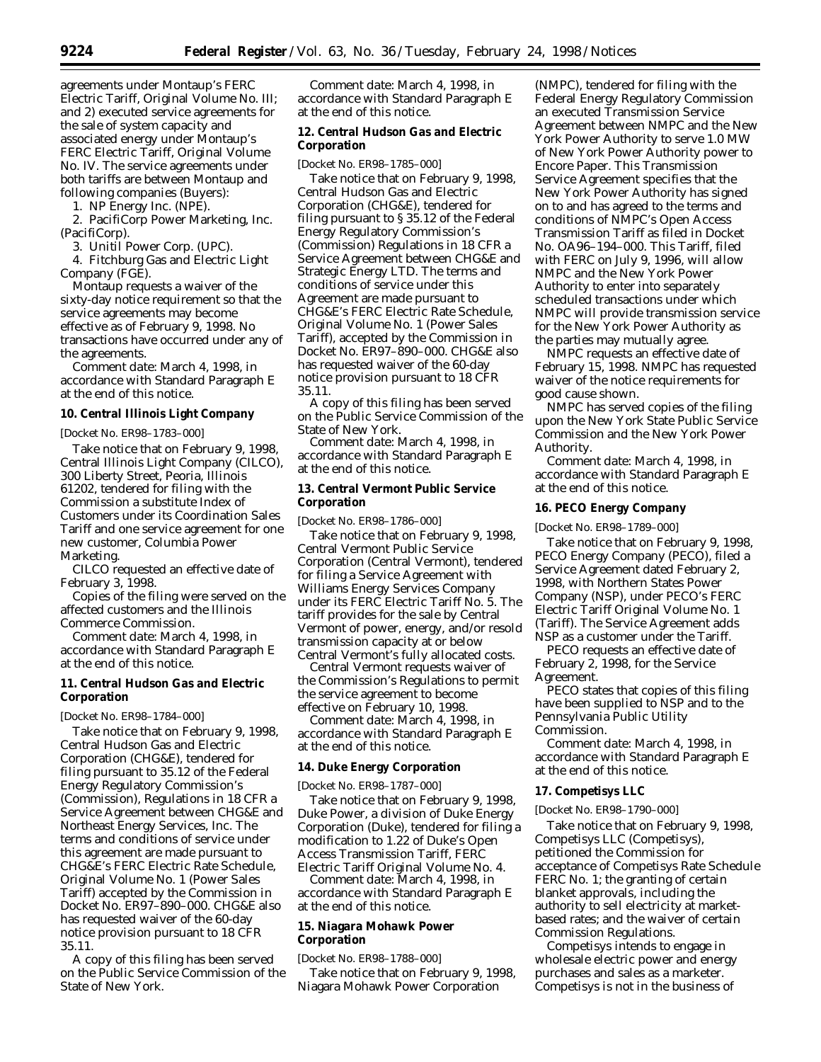agreements under Montaup's FERC Electric Tariff, Original Volume No. III; and 2) executed service agreements for the sale of system capacity and associated energy under Montaup's FERC Electric Tariff, Original Volume No. IV. The service agreements under both tariffs are between Montaup and following companies (Buyers):

1. NP Energy Inc. (NPE).
2. PacifiCorp Power Marketing, Inc. (PacifiCorp).
3. Unitil Power Corp. (UPC).
4. Fitchburg Gas and Electric Light Company (FGE).

Montaup requests a waiver of the sixty-day notice requirement so that the service agreements may become effective as of February 9, 1998. No transactions have occurred under any of the agreements.

*Comment date:* March 4, 1998, in accordance with Standard Paragraph E at the end of this notice.

### 10. Central Illinois Light Company

[Docket No. ER98–1783–000]

Take notice that on February 9, 1998, Central Illinois Light Company (CILCO), 300 Liberty Street, Peoria, Illinois 61202, tendered for filing with the Commission a substitute Index of Customers under its Coordination Sales Tariff and one service agreement for one new customer, Columbia Power Marketing.

CILCO requested an effective date of February 3, 1998.

Copies of the filing were served on the affected customers and the Illinois Commerce Commission.

*Comment date:* March 4, 1998, in accordance with Standard Paragraph E at the end of this notice.

### 11. Central Hudson Gas and Electric Corporation

[Docket No. ER98–1784–000]

Take notice that on February 9, 1998, Central Hudson Gas and Electric Corporation (CHG&E), tendered for filing pursuant to 35.12 of the Federal Energy Regulatory Commission's (Commission), Regulations in 18 CFR a Service Agreement between CHG&E and Northeast Energy Services, Inc. The terms and conditions of service under this agreement are made pursuant to CHG&E's FERC Electric Rate Schedule, Original Volume No. 1 (Power Sales Tariff) accepted by the Commission in Docket No. ER97–890–000. CHG&E also has requested waiver of the 60-day notice provision pursuant to 18 CFR 35.11.

A copy of this filing has been served on the Public Service Commission of the State of New York.

*Comment date:* March 4, 1998, in accordance with Standard Paragraph E at the end of this notice.

### 12. Central Hudson Gas and Electric Corporation

[Docket No. ER98–1785–000]

Take notice that on February 9, 1998, Central Hudson Gas and Electric Corporation (CHG&E), tendered for filing pursuant to § 35.12 of the Federal Energy Regulatory Commission's (Commission) Regulations in 18 CFR a Service Agreement between CHG&E and Strategic Energy LTD. The terms and conditions of service under this Agreement are made pursuant to CHG&E's FERC Electric Rate Schedule, Original Volume No. 1 (Power Sales Tariff), accepted by the Commission in Docket No. ER97–890–000. CHG&E also has requested waiver of the 60-day notice provision pursuant to 18 CFR 35.11.

A copy of this filing has been served on the Public Service Commission of the State of New York.

*Comment date:* March 4, 1998, in accordance with Standard Paragraph E at the end of this notice.

### 13. Central Vermont Public Service Corporation

[Docket No. ER98–1786–000]

Take notice that on February 9, 1998, Central Vermont Public Service Corporation (Central Vermont), tendered for filing a Service Agreement with Williams Energy Services Company under its FERC Electric Tariff No. 5. The tariff provides for the sale by Central Vermont of power, energy, and/or resold transmission capacity at or below Central Vermont's fully allocated costs.

Central Vermont requests waiver of the Commission's Regulations to permit the service agreement to become effective on February 10, 1998.

*Comment date:* March 4, 1998, in accordance with Standard Paragraph E at the end of this notice.

### 14. Duke Energy Corporation

[Docket No. ER98–1787–000]

Take notice that on February 9, 1998, Duke Power, a division of Duke Energy Corporation (Duke), tendered for filing a modification to 1.22 of Duke's Open Access Transmission Tariff, FERC Electric Tariff Original Volume No. 4.

*Comment date:* March 4, 1998, in accordance with Standard Paragraph E at the end of this notice.

### 15. Niagara Mohawk Power Corporation

[Docket No. ER98–1788–000]

Take notice that on February 9, 1998, Niagara Mohawk Power Corporation (NMPC), tendered for filing with the Federal Energy Regulatory Commission an executed Transmission Service Agreement between NMPC and the New York Power Authority to serve 1.0 MW of New York Power Authority power to Encore Paper. This Transmission Service Agreement specifies that the New York Power Authority has signed on to and has agreed to the terms and conditions of NMPC's Open Access Transmission Tariff as filed in Docket No. OA96–194–000. This Tariff, filed with FERC on July 9, 1996, will allow NMPC and the New York Power Authority to enter into separately scheduled transactions under which NMPC will provide transmission service for the New York Power Authority as the parties may mutually agree.

NMPC requests an effective date of February 15, 1998. NMPC has requested waiver of the notice requirements for good cause shown.

NMPC has served copies of the filing upon the New York State Public Service Commission and the New York Power Authority.

*Comment date:* March 4, 1998, in accordance with Standard Paragraph E at the end of this notice.

### 16. PECO Energy Company

[Docket No. ER98–1789–000]

Take notice that on February 9, 1998, PECO Energy Company (PECO), filed a Service Agreement dated February 2, 1998, with Northern States Power Company (NSP), under PECO's FERC Electric Tariff Original Volume No. 1 (Tariff). The Service Agreement adds NSP as a customer under the Tariff.

PECO requests an effective date of February 2, 1998, for the Service Agreement.

PECO states that copies of this filing have been supplied to NSP and to the Pennsylvania Public Utility Commission.

*Comment date:* March 4, 1998, in accordance with Standard Paragraph E at the end of this notice.

### 17. Competisys LLC

[Docket No. ER98–1790–000]

Take notice that on February 9, 1998, Competisys LLC (Competisys), petitioned the Commission for acceptance of Competisys Rate Schedule FERC No. 1; the granting of certain blanket approvals, including the authority to sell electricity at market-based rates; and the waiver of certain Commission Regulations.

Competisys intends to engage in wholesale electric power and energy purchases and sales as a marketer. Competisys is not in the business of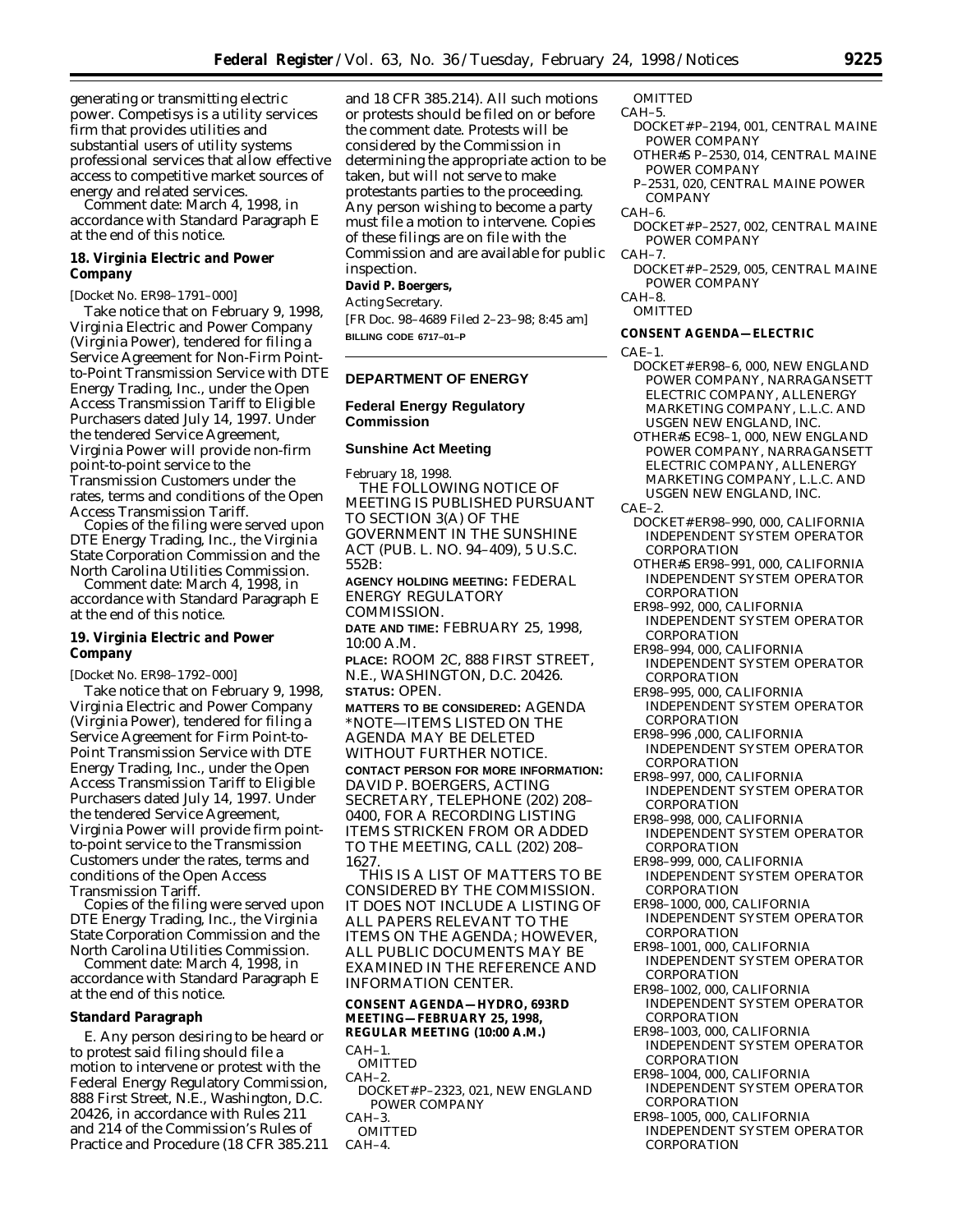generating or transmitting electric power. Competisys is a utility services firm that provides utilities and substantial users of utility systems professional services that allow effective access to competitive market sources of energy and related services.

Comment date: March 4, 1998, in accordance with Standard Paragraph E at the end of this notice.

**18. Virginia Electric and Power Company**

[Docket No. ER98–1791–000]

Take notice that on February 9, 1998, Virginia Electric and Power Company (Virginia Power), tendered for filing a Service Agreement for Non-Firm Point-to-Point Transmission Service with DTE Energy Trading, Inc., under the Open Access Transmission Tariff to Eligible Purchasers dated July 14, 1997. Under the tendered Service Agreement, Virginia Power will provide non-firm point-to-point service to the Transmission Customers under the rates, terms and conditions of the Open Access Transmission Tariff.

Copies of the filing were served upon DTE Energy Trading, Inc., the Virginia State Corporation Commission and the North Carolina Utilities Commission.

Comment date: March 4, 1998, in accordance with Standard Paragraph E at the end of this notice.

**19. Virginia Electric and Power Company**

[Docket No. ER98–1792–000]

Take notice that on February 9, 1998, Virginia Electric and Power Company (Virginia Power), tendered for filing a Service Agreement for Firm Point-to-Point Transmission Service with DTE Energy Trading, Inc., under the Open Access Transmission Tariff to Eligible Purchasers dated July 14, 1997. Under the tendered Service Agreement, Virginia Power will provide firm point-to-point service to the Transmission Customers under the rates, terms and conditions of the Open Access Transmission Tariff.

Copies of the filing were served upon DTE Energy Trading, Inc., the Virginia State Corporation Commission and the North Carolina Utilities Commission.

Comment date: March 4, 1998, in accordance with Standard Paragraph E at the end of this notice.

**Standard Paragraph**

E. Any person desiring to be heard or to protest said filing should file a motion to intervene or protest with the Federal Energy Regulatory Commission, 888 First Street, N.E., Washington, D.C. 20426, in accordance with Rules 211 and 214 of the Commission's Rules of Practice and Procedure (18 CFR 385.211 and 18 CFR 385.214). All such motions or protests should be filed on or before the comment date. Protests will be considered by the Commission in determining the appropriate action to be taken, but will not serve to make protestants parties to the proceeding. Any person wishing to become a party must file a motion to intervene. Copies of these filings are on file with the Commission and are available for public inspection.

**David P. Boergers,**

*Acting Secretary.*

[FR Doc. 98–4689 Filed 2–23–98; 8:45 am]

**BILLING CODE 6717–01–P**

## DEPARTMENT OF ENERGY

### Federal Energy Regulatory Commission

### Sunshine Act Meeting

February 18, 1998.

THE FOLLOWING NOTICE OF MEETING IS PUBLISHED PURSUANT TO SECTION 3(A) OF THE GOVERNMENT IN THE SUNSHINE ACT (PUB. L. NO. 94–409), 5 U.S.C. 552B:

**AGENCY HOLDING MEETING:** FEDERAL ENERGY REGULATORY COMMISSION.

**DATE AND TIME:** FEBRUARY 25, 1998, 10:00 A.M.

**PLACE:** ROOM 2C, 888 FIRST STREET, N.E., WASHINGTON, D.C. 20426.

**STATUS:** OPEN.

**MATTERS TO BE CONSIDERED:** AGENDA

*NOTE—ITEMS LISTED ON THE AGENDA MAY BE DELETED WITHOUT FURTHER NOTICE.

**CONTACT PERSON FOR MORE INFORMATION:** DAVID P. BOERGERS, ACTING SECRETARY, TELEPHONE (202) 208–0400, FOR A RECORDING LISTING ITEMS STRICKEN FROM OR ADDED TO THE MEETING, CALL (202) 208–1627.

THIS IS A LIST OF MATTERS TO BE CONSIDERED BY THE COMMISSION. IT DOES NOT INCLUDE A LISTING OF ALL PAPERS RELEVANT TO THE ITEMS ON THE AGENDA; HOWEVER, ALL PUBLIC DOCUMENTS MAY BE EXAMINED IN THE REFERENCE AND INFORMATION CENTER.

**CONSENT AGENDA—HYDRO, 693RD MEETING—FEBRUARY 25, 1998, REGULAR MEETING (10:00 A.M.)**

CAH–1.
OMITTED

CAH–2.
DOCKET# P–2323, 021, NEW ENGLAND POWER COMPANY

CAH–3.
OMITTED

CAH–4.
OMITTED

CAH–5.
DOCKET# P–2194, 001, CENTRAL MAINE POWER COMPANY
OTHER#S P–2530, 014, CENTRAL MAINE POWER COMPANY
P–2531, 020, CENTRAL MAINE POWER COMPANY

CAH–6.
DOCKET# P–2527, 002, CENTRAL MAINE POWER COMPANY

CAH–7.
DOCKET# P–2529, 005, CENTRAL MAINE POWER COMPANY

CAH–8.
OMITTED

**CONSENT AGENDA—ELECTRIC**

CAE–1.
DOCKET# ER98–6, 000, NEW ENGLAND POWER COMPANY, NARRAGANSETT ELECTRIC COMPANY, ALLENERGY MARKETING COMPANY, L.L.C. AND USGEN NEW ENGLAND, INC.
OTHER#S EC98–1, 000, NEW ENGLAND POWER COMPANY, NARRAGANSETT ELECTRIC COMPANY, ALLENERGY MARKETING COMPANY, L.L.C. AND USGEN NEW ENGLAND, INC.

CAE–2.
DOCKET# ER98–990, 000, CALIFORNIA INDEPENDENT SYSTEM OPERATOR CORPORATION
OTHER#S ER98–991, 000, CALIFORNIA INDEPENDENT SYSTEM OPERATOR CORPORATION
ER98–992, 000, CALIFORNIA INDEPENDENT SYSTEM OPERATOR CORPORATION
ER98–994, 000, CALIFORNIA INDEPENDENT SYSTEM OPERATOR CORPORATION
ER98–995, 000, CALIFORNIA INDEPENDENT SYSTEM OPERATOR CORPORATION
ER98–996 ,000, CALIFORNIA INDEPENDENT SYSTEM OPERATOR CORPORATION
ER98–997, 000, CALIFORNIA INDEPENDENT SYSTEM OPERATOR CORPORATION
ER98–998, 000, CALIFORNIA INDEPENDENT SYSTEM OPERATOR CORPORATION
ER98–999, 000, CALIFORNIA INDEPENDENT SYSTEM OPERATOR CORPORATION
ER98–1000, 000, CALIFORNIA INDEPENDENT SYSTEM OPERATOR CORPORATION
ER98–1001, 000, CALIFORNIA INDEPENDENT SYSTEM OPERATOR CORPORATION
ER98–1002, 000, CALIFORNIA INDEPENDENT SYSTEM OPERATOR CORPORATION
ER98–1003, 000, CALIFORNIA INDEPENDENT SYSTEM OPERATOR CORPORATION
ER98–1004, 000, CALIFORNIA INDEPENDENT SYSTEM OPERATOR CORPORATION
ER98–1005, 000, CALIFORNIA INDEPENDENT SYSTEM OPERATOR CORPORATION